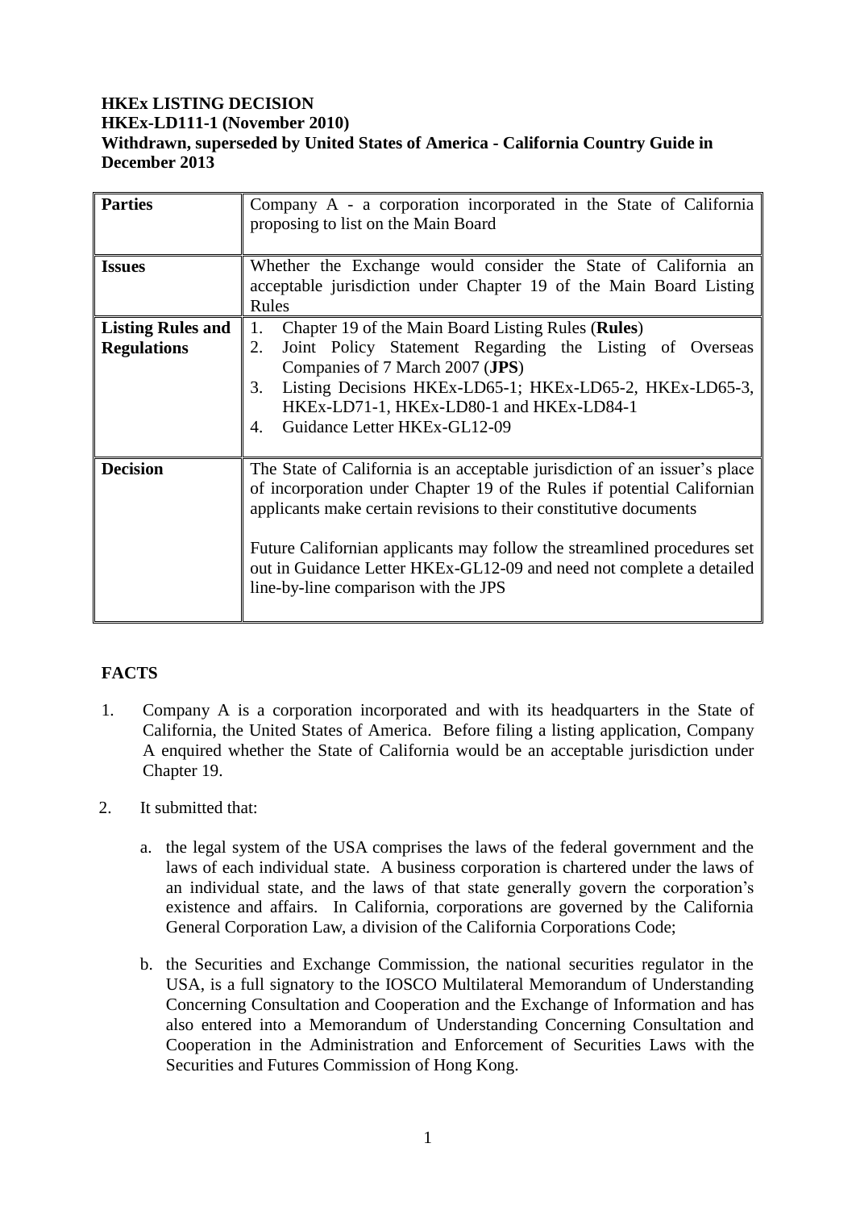**HKEx LISTING DECISION**
**HKEx-LD111-1 (November 2010)**
**Withdrawn, superseded by United States of America - California Country Guide in December 2013**

| **Parties** | Company A - a corporation incorporated in the State of California proposing to list on the Main Board |
|---|---|
| **Issues** | Whether the Exchange would consider the State of California an acceptable jurisdiction under Chapter 19 of the Main Board Listing Rules |
| **Listing Rules and Regulations** | 1. Chapter 19 of the Main Board Listing Rules (**Rules**)<br>2. Joint Policy Statement Regarding the Listing of Overseas Companies of 7 March 2007 (**JPS**)<br>3. Listing Decisions HKEx-LD65-1; HKEx-LD65-2, HKEx-LD65-3, HKEx-LD71-1, HKEx-LD80-1 and HKEx-LD84-1<br>4. Guidance Letter HKEx-GL12-09 |
| **Decision** | The State of California is an acceptable jurisdiction of an issuer's place of incorporation under Chapter 19 of the Rules if potential Californian applicants make certain revisions to their constitutive documents<br><br>Future Californian applicants may follow the streamlined procedures set out in Guidance Letter HKEx-GL12-09 and need not complete a detailed line-by-line comparison with the JPS |

## FACTS

1. Company A is a corporation incorporated and with its headquarters in the State of California, the United States of America. Before filing a listing application, Company A enquired whether the State of California would be an acceptable jurisdiction under Chapter 19.

2. It submitted that:

   a. the legal system of the USA comprises the laws of the federal government and the laws of each individual state. A business corporation is chartered under the laws of an individual state, and the laws of that state generally govern the corporation's existence and affairs. In California, corporations are governed by the California General Corporation Law, a division of the California Corporations Code;

   b. the Securities and Exchange Commission, the national securities regulator in the USA, is a full signatory to the IOSCO Multilateral Memorandum of Understanding Concerning Consultation and Cooperation and the Exchange of Information and has also entered into a Memorandum of Understanding Concerning Consultation and Cooperation in the Administration and Enforcement of Securities Laws with the Securities and Futures Commission of Hong Kong.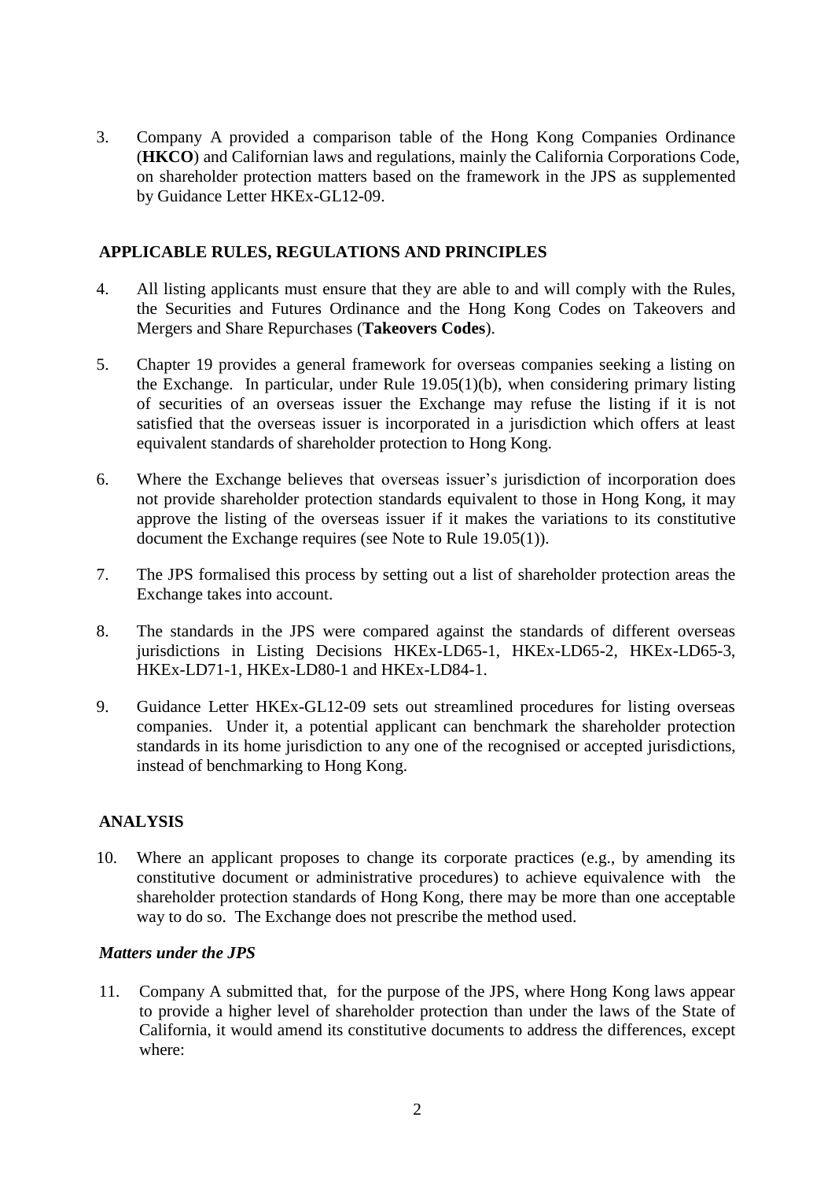3. Company A provided a comparison table of the Hong Kong Companies Ordinance (**HKCO**) and Californian laws and regulations, mainly the California Corporations Code, on shareholder protection matters based on the framework in the JPS as supplemented by Guidance Letter HKEx-GL12-09.

## APPLICABLE RULES, REGULATIONS AND PRINCIPLES

4. All listing applicants must ensure that they are able to and will comply with the Rules, the Securities and Futures Ordinance and the Hong Kong Codes on Takeovers and Mergers and Share Repurchases (**Takeovers Codes**).

5. Chapter 19 provides a general framework for overseas companies seeking a listing on the Exchange. In particular, under Rule 19.05(1)(b), when considering primary listing of securities of an overseas issuer the Exchange may refuse the listing if it is not satisfied that the overseas issuer is incorporated in a jurisdiction which offers at least equivalent standards of shareholder protection to Hong Kong.

6. Where the Exchange believes that overseas issuer's jurisdiction of incorporation does not provide shareholder protection standards equivalent to those in Hong Kong, it may approve the listing of the overseas issuer if it makes the variations to its constitutive document the Exchange requires (see Note to Rule 19.05(1)).

7. The JPS formalised this process by setting out a list of shareholder protection areas the Exchange takes into account.

8. The standards in the JPS were compared against the standards of different overseas jurisdictions in Listing Decisions HKEx-LD65-1, HKEx-LD65-2, HKEx-LD65-3, HKEx-LD71-1, HKEx-LD80-1 and HKEx-LD84-1.

9. Guidance Letter HKEx-GL12-09 sets out streamlined procedures for listing overseas companies. Under it, a potential applicant can benchmark the shareholder protection standards in its home jurisdiction to any one of the recognised or accepted jurisdictions, instead of benchmarking to Hong Kong.

## ANALYSIS

10. Where an applicant proposes to change its corporate practices (e.g., by amending its constitutive document or administrative procedures) to achieve equivalence with the shareholder protection standards of Hong Kong, there may be more than one acceptable way to do so. The Exchange does not prescribe the method used.

### *Matters under the JPS*

11. Company A submitted that, for the purpose of the JPS, where Hong Kong laws appear to provide a higher level of shareholder protection than under the laws of the State of California, it would amend its constitutive documents to address the differences, except where: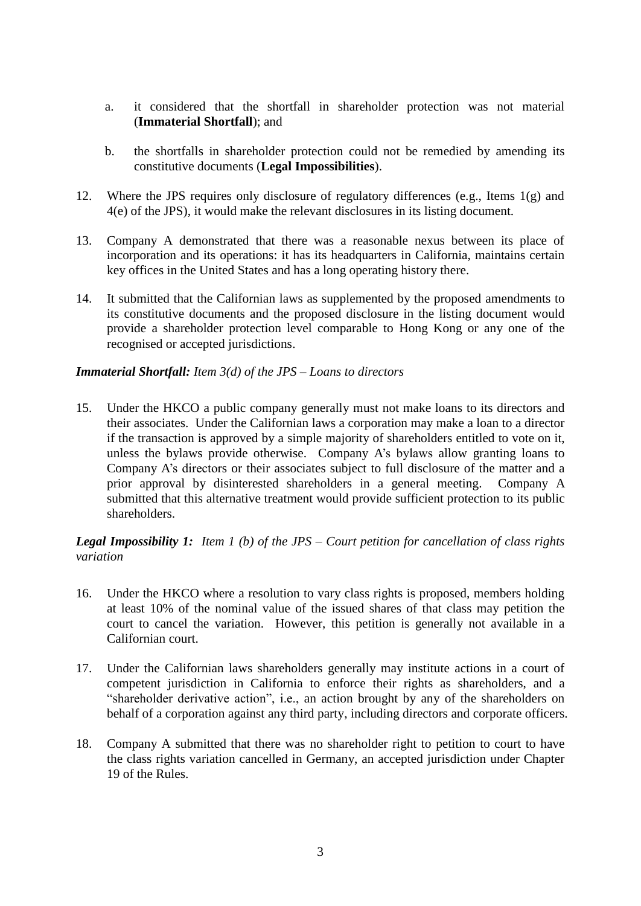a. it considered that the shortfall in shareholder protection was not material (**Immaterial Shortfall**); and

b. the shortfalls in shareholder protection could not be remedied by amending its constitutive documents (**Legal Impossibilities**).

12. Where the JPS requires only disclosure of regulatory differences (e.g., Items 1(g) and 4(e) of the JPS), it would make the relevant disclosures in its listing document.

13. Company A demonstrated that there was a reasonable nexus between its place of incorporation and its operations: it has its headquarters in California, maintains certain key offices in the United States and has a long operating history there.

14. It submitted that the Californian laws as supplemented by the proposed amendments to its constitutive documents and the proposed disclosure in the listing document would provide a shareholder protection level comparable to Hong Kong or any one of the recognised or accepted jurisdictions.

***Immaterial Shortfall:*** *Item 3(d) of the JPS – Loans to directors*

15. Under the HKCO a public company generally must not make loans to its directors and their associates. Under the Californian laws a corporation may make a loan to a director if the transaction is approved by a simple majority of shareholders entitled to vote on it, unless the bylaws provide otherwise. Company A's bylaws allow granting loans to Company A's directors or their associates subject to full disclosure of the matter and a prior approval by disinterested shareholders in a general meeting. Company A submitted that this alternative treatment would provide sufficient protection to its public shareholders.

***Legal Impossibility 1:*** *Item 1 (b) of the JPS – Court petition for cancellation of class rights variation*

16. Under the HKCO where a resolution to vary class rights is proposed, members holding at least 10% of the nominal value of the issued shares of that class may petition the court to cancel the variation. However, this petition is generally not available in a Californian court.

17. Under the Californian laws shareholders generally may institute actions in a court of competent jurisdiction in California to enforce their rights as shareholders, and a "shareholder derivative action", i.e., an action brought by any of the shareholders on behalf of a corporation against any third party, including directors and corporate officers.

18. Company A submitted that there was no shareholder right to petition to court to have the class rights variation cancelled in Germany, an accepted jurisdiction under Chapter 19 of the Rules.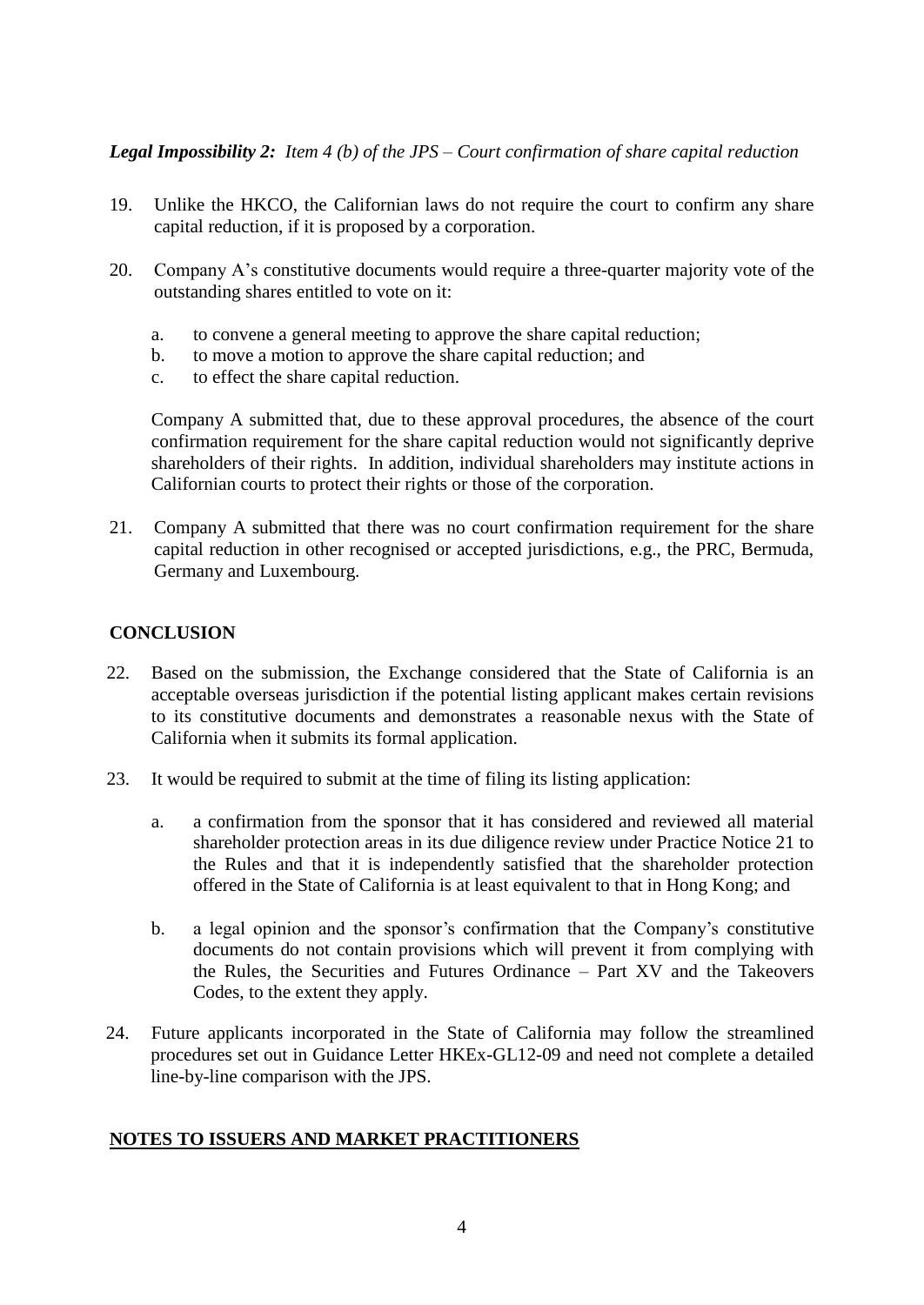***Legal Impossibility 2:** Item 4 (b) of the JPS – Court confirmation of share capital reduction*

19. Unlike the HKCO, the Californian laws do not require the court to confirm any share capital reduction, if it is proposed by a corporation.

20. Company A's constitutive documents would require a three-quarter majority vote of the outstanding shares entitled to vote on it:

    a. to convene a general meeting to approve the share capital reduction;
    b. to move a motion to approve the share capital reduction; and
    c. to effect the share capital reduction.

    Company A submitted that, due to these approval procedures, the absence of the court confirmation requirement for the share capital reduction would not significantly deprive shareholders of their rights. In addition, individual shareholders may institute actions in Californian courts to protect their rights or those of the corporation.

21. Company A submitted that there was no court confirmation requirement for the share capital reduction in other recognised or accepted jurisdictions, e.g., the PRC, Bermuda, Germany and Luxembourg.

**CONCLUSION**

22. Based on the submission, the Exchange considered that the State of California is an acceptable overseas jurisdiction if the potential listing applicant makes certain revisions to its constitutive documents and demonstrates a reasonable nexus with the State of California when it submits its formal application.

23. It would be required to submit at the time of filing its listing application:

    a. a confirmation from the sponsor that it has considered and reviewed all material shareholder protection areas in its due diligence review under Practice Notice 21 to the Rules and that it is independently satisfied that the shareholder protection offered in the State of California is at least equivalent to that in Hong Kong; and

    b. a legal opinion and the sponsor's confirmation that the Company's constitutive documents do not contain provisions which will prevent it from complying with the Rules, the Securities and Futures Ordinance – Part XV and the Takeovers Codes, to the extent they apply.

24. Future applicants incorporated in the State of California may follow the streamlined procedures set out in Guidance Letter HKEx-GL12-09 and need not complete a detailed line-by-line comparison with the JPS.

**NOTES TO ISSUERS AND MARKET PRACTITIONERS**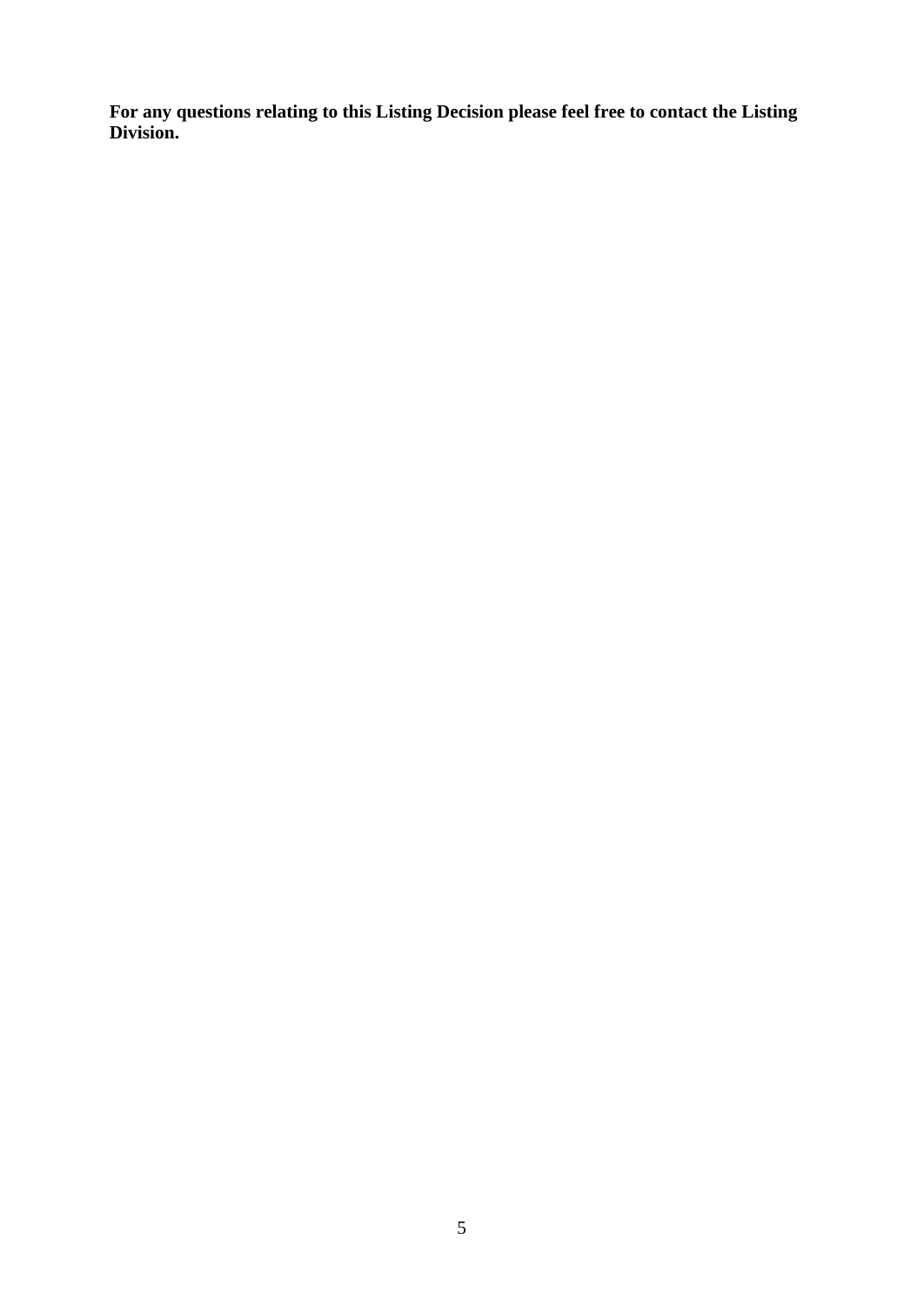**For any questions relating to this Listing Decision please feel free to contact the Listing Division.**